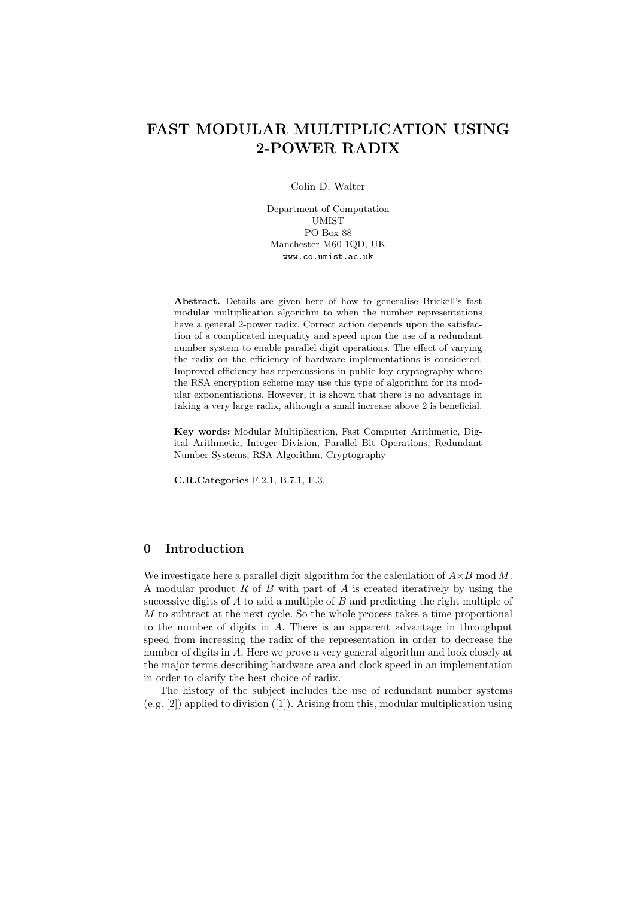# FAST MODULAR MULTIPLICATION USING 2-POWER RADIX

Colin D. Walter

Department of Computation
UMIST
PO Box 88
Manchester M60 1QD, UK
www.co.umist.ac.uk

**Abstract.** Details are given here of how to generalise Brickell's fast modular multiplication algorithm to when the number representations have a general 2-power radix. Correct action depends upon the satisfaction of a complicated inequality and speed upon the use of a redundant number system to enable parallel digit operations. The effect of varying the radix on the efficiency of hardware implementations is considered. Improved efficiency has repercussions in public key cryptography where the RSA encryption scheme may use this type of algorithm for its modular exponentiations. However, it is shown that there is no advantage in taking a very large radix, although a small increase above 2 is beneficial.

**Key words:** Modular Multiplication, Fast Computer Arithmetic, Digital Arithmetic, Integer Division, Parallel Bit Operations, Redundant Number Systems, RSA Algorithm, Cryptography

**C.R.Categories** F.2.1, B.7.1, E.3.

## 0 Introduction

We investigate here a parallel digit algorithm for the calculation of $A{\times}B \bmod M$. A modular product $R$ of $B$ with part of $A$ is created iteratively by using the successive digits of $A$ to add a multiple of $B$ and predicting the right multiple of $M$ to subtract at the next cycle. So the whole process takes a time proportional to the number of digits in $A$. There is an apparent advantage in throughput speed from increasing the radix of the representation in order to decrease the number of digits in $A$. Here we prove a very general algorithm and look closely at the major terms describing hardware area and clock speed in an implementation in order to clarify the best choice of radix.

The history of the subject includes the use of redundant number systems (e.g. [2]) applied to division ([1]). Arising from this, modular multiplication using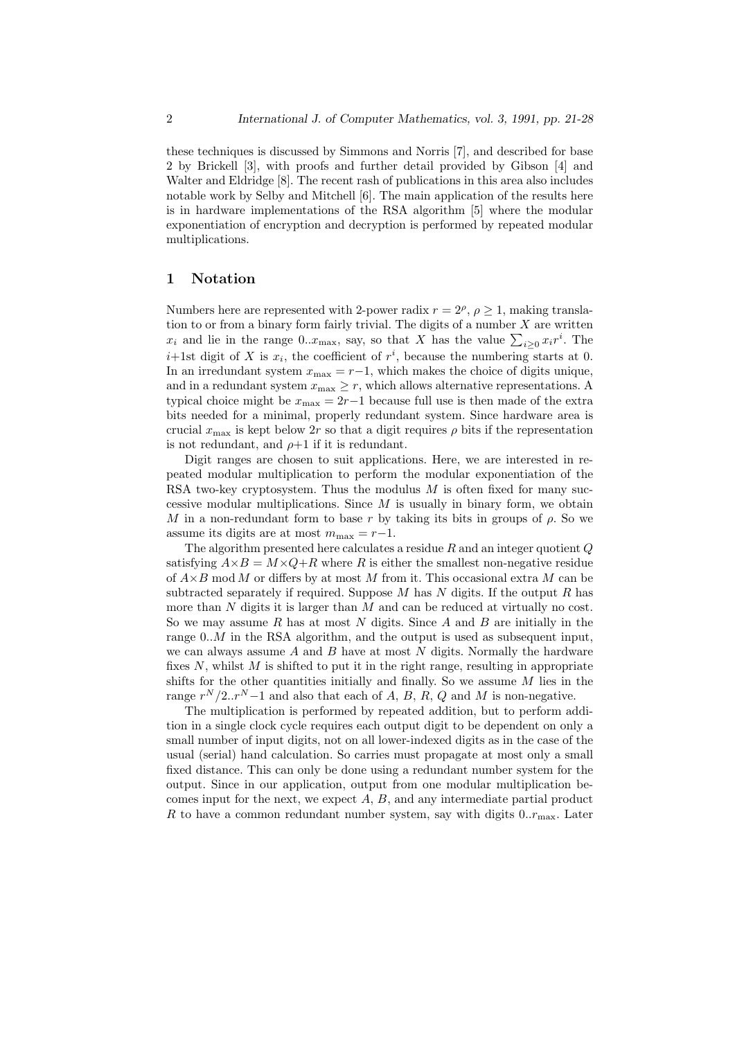these techniques is discussed by Simmons and Norris [7], and described for base 2 by Brickell [3], with proofs and further detail provided by Gibson [4] and Walter and Eldridge [8]. The recent rash of publications in this area also includes notable work by Selby and Mitchell [6]. The main application of the results here is in hardware implementations of the RSA algorithm [5] where the modular exponentiation of encryption and decryption is performed by repeated modular multiplications.

## 1 Notation

Numbers here are represented with 2-power radix $r = 2^\rho$, $\rho \geq 1$, making translation to or from a binary form fairly trivial. The digits of a number $X$ are written $x_i$ and lie in the range $0..x_{\max}$, say, so that $X$ has the value $\sum_{i\geq 0} x_i r^i$. The $i$+1st digit of $X$ is $x_i$, the coefficient of $r^i$, because the numbering starts at 0. In an irredundant system $x_{\max} = r{-}1$, which makes the choice of digits unique, and in a redundant system $x_{\max} \geq r$, which allows alternative representations. A typical choice might be $x_{\max} = 2r{-}1$ because full use is then made of the extra bits needed for a minimal, properly redundant system. Since hardware area is crucial $x_{\max}$ is kept below $2r$ so that a digit requires $\rho$ bits if the representation is not redundant, and $\rho$+1 if it is redundant.

Digit ranges are chosen to suit applications. Here, we are interested in repeated modular multiplication to perform the modular exponentiation of the RSA two-key cryptosystem. Thus the modulus $M$ is often fixed for many successive modular multiplications. Since $M$ is usually in binary form, we obtain $M$ in a non-redundant form to base $r$ by taking its bits in groups of $\rho$. So we assume its digits are at most $m_{\max} = r{-}1$.

The algorithm presented here calculates a residue $R$ and an integer quotient $Q$ satisfying $A{\times}B = M{\times}Q{+}R$ where $R$ is either the smallest non-negative residue of $A{\times}B \bmod M$ or differs by at most $M$ from it. This occasional extra $M$ can be subtracted separately if required. Suppose $M$ has $N$ digits. If the output $R$ has more than $N$ digits it is larger than $M$ and can be reduced at virtually no cost. So we may assume $R$ has at most $N$ digits. Since $A$ and $B$ are initially in the range $0..M$ in the RSA algorithm, and the output is used as subsequent input, we can always assume $A$ and $B$ have at most $N$ digits. Normally the hardware fixes $N$, whilst $M$ is shifted to put it in the right range, resulting in appropriate shifts for the other quantities initially and finally. So we assume $M$ lies in the range $r^N/2..r^N{-}1$ and also that each of $A$, $B$, $R$, $Q$ and $M$ is non-negative.

The multiplication is performed by repeated addition, but to perform addition in a single clock cycle requires each output digit to be dependent on only a small number of input digits, not on all lower-indexed digits as in the case of the usual (serial) hand calculation. So carries must propagate at most only a small fixed distance. This can only be done using a redundant number system for the output. Since in our application, output from one modular multiplication becomes input for the next, we expect $A$, $B$, and any intermediate partial product $R$ to have a common redundant number system, say with digits $0..r_{\max}$. Later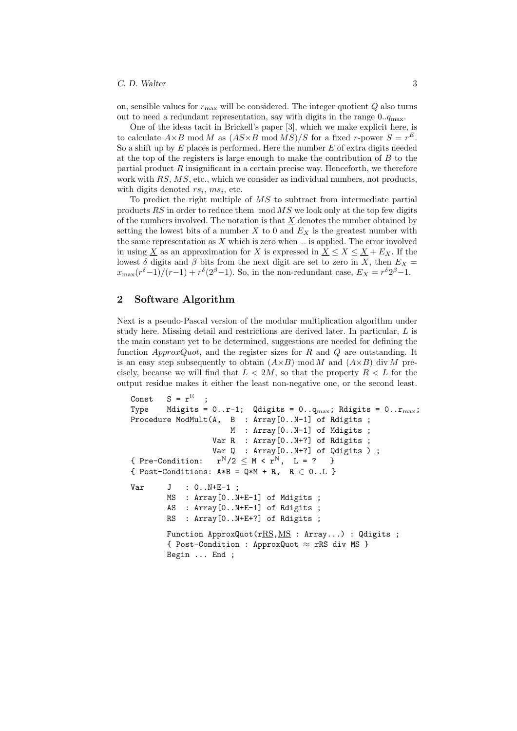on, sensible values for $r_{\max}$ will be considered. The integer quotient $Q$ also turns out to need a redundant representation, say with digits in the range $0..q_{\max}$.

One of the ideas tacit in Brickell's paper [3], which we make explicit here, is to calculate $A{\times}B \bmod M$ as $(AS{\times}B \bmod MS)/S$ for a fixed $r$-power $S = r^E$. So a shift up by $E$ places is performed. Here the number $E$ of extra digits needed at the top of the registers is large enough to make the contribution of $B$ to the partial product $R$ insignificant in a certain precise way. Henceforth, we therefore work with $RS$, $MS$, etc., which we consider as individual numbers, not products, with digits denoted $rs_i$, $ms_i$, etc.

To predict the right multiple of $MS$ to subtract from intermediate partial products $RS$ in order to reduce them $\bmod MS$ we look only at the top few digits of the numbers involved. The notation is that $\underline{X}$ denotes the number obtained by setting the lowest bits of a number $X$ to 0 and $E_X$ is the greatest number with the same representation as $X$ which is zero when $\underline{\ }$ is applied. The error involved in using $\underline{X}$ as an approximation for $X$ is expressed in $\underline{X} \le X \le \underline{X} + E_X$. If the lowest $\delta$ digits and $\beta$ bits from the next digit are set to zero in $X$, then $E_X = x_{\max}(r^\delta-1)/(r-1) + r^\delta(2^\beta-1)$. So, in the non-redundant case, $E_X = r^\delta 2^\beta-1$.

## 2 Software Algorithm

Next is a pseudo-Pascal version of the modular multiplication algorithm under study here. Missing detail and restrictions are derived later. In particular, $L$ is the main constant yet to be determined, suggestions are needed for defining the function *ApproxQuot*, and the register sizes for $R$ and $Q$ are outstanding. It is an easy step subsequently to obtain $(A{\times}B) \bmod M$ and $(A{\times}B) \operatorname{div} M$ precisely, because we will find that $L < 2M$, so that the property $R < L$ for the output residue makes it either the least non-negative one, or the second least.

```
Const   S = r^E  ;
Type    Mdigits = 0..r-1;  Qdigits = 0..q_max; Rdigits = 0..r_max;
Procedure ModMult(A,  B  : Array[0..N-1] of Rdigits ;
                      M  : Array[0..N-1] of Mdigits ;
                  Var R  : Array[0..N+?] of Rdigits ;
                  Var Q  : Array[0..N+?] of Qdigits ) ;
{ Pre-Condition:   r^N/2 ≤ M < r^N,  L = ?   }
{ Post-Conditions: A*B = Q*M + R,  R ∈ 0..L }

Var     J   : 0..N+E-1 ;
        MS  : Array[0..N+E-1] of Mdigits ;
        AS  : Array[0..N+E-1] of Rdigits ;
        RS  : Array[0..N+E+?] of Rdigits ;

        Function ApproxQuot(rRS,MS : Array...) : Qdigits ;
        { Post-Condition : ApproxQuot ≈ rRS div MS }
        Begin ... End ;
```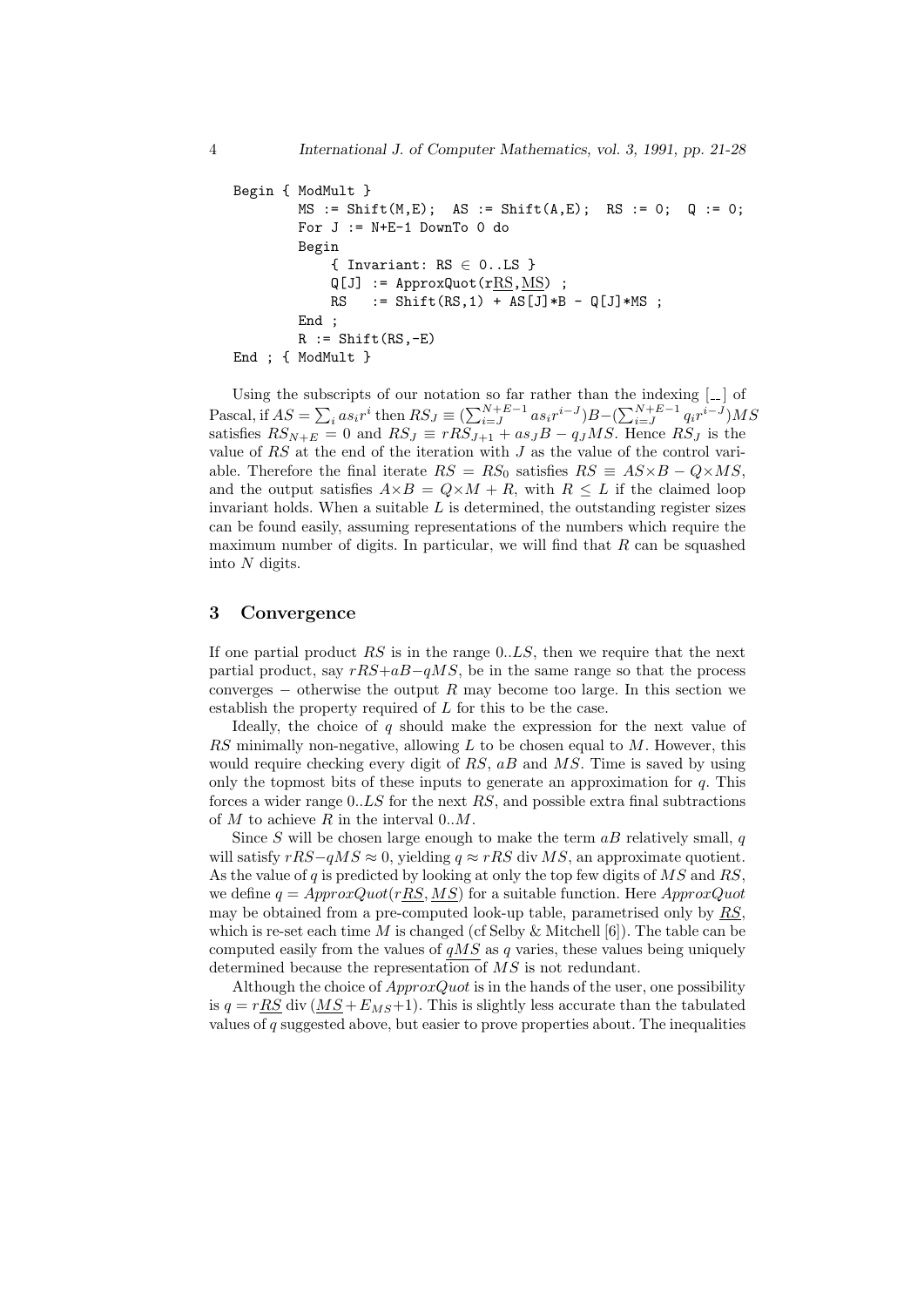```
Begin { ModMult }
        MS := Shift(M,E);  AS := Shift(A,E);  RS := 0;  Q := 0;
        For J := N+E-1 DownTo 0 do
        Begin
            { Invariant: RS ∈ 0..LS }
            Q[J] := ApproxQuot(rRS,MS) ;
            RS   := Shift(RS,1) + AS[J]*B - Q[J]*MS ;
        End ;
        R := Shift(RS,-E)
End ; { ModMult }
```

Using the subscripts of our notation so far rather than the indexing [..] of Pascal, if $AS = \sum_i as_i r^i$ then $RS_J \equiv (\sum_{i=J}^{N+E-1} as_i r^{i-J})B - (\sum_{i=J}^{N+E-1} q_i r^{i-J})MS$ satisfies $RS_{N+E} = 0$ and $RS_J \equiv rRS_{J+1} + as_J B - q_J MS$. Hence $RS_J$ is the value of $RS$ at the end of the iteration with $J$ as the value of the control variable. Therefore the final iterate $RS = RS_0$ satisfies $RS \equiv AS{\times}B - Q{\times}MS$, and the output satisfies $A{\times}B = Q{\times}M + R$, with $R \leq L$ if the claimed loop invariant holds. When a suitable $L$ is determined, the outstanding register sizes can be found easily, assuming representations of the numbers which require the maximum number of digits. In particular, we will find that $R$ can be squashed into $N$ digits.

## 3 Convergence

If one partial product $RS$ is in the range $0..LS$, then we require that the next partial product, say $rRS{+}aB{-}qMS$, be in the same range so that the process converges − otherwise the output $R$ may become too large. In this section we establish the property required of $L$ for this to be the case.

Ideally, the choice of $q$ should make the expression for the next value of $RS$ minimally non-negative, allowing $L$ to be chosen equal to $M$. However, this would require checking every digit of $RS$, $aB$ and $MS$. Time is saved by using only the topmost bits of these inputs to generate an approximation for $q$. This forces a wider range $0..LS$ for the next $RS$, and possible extra final subtractions of $M$ to achieve $R$ in the interval $0..M$.

Since $S$ will be chosen large enough to make the term $aB$ relatively small, $q$ will satisfy $rRS{-}qMS \approx 0$, yielding $q \approx rRS \text{ div } MS$, an approximate quotient. As the value of $q$ is predicted by looking at only the top few digits of $MS$ and $RS$, we define $q = ApproxQuot(r\underline{RS}, \underline{MS})$ for a suitable function. Here $ApproxQuot$ may be obtained from a pre-computed look-up table, parametrised only by $\underline{RS}$, which is re-set each time $M$ is changed (cf Selby & Mitchell [6]). The table can be computed easily from the values of $\underline{qMS}$ as $q$ varies, these values being uniquely determined because the representation of $MS$ is not redundant.

Although the choice of $ApproxQuot$ is in the hands of the user, one possibility is $q = r\underline{RS} \text{ div } (\underline{MS}{+}E_{MS}{+}1)$. This is slightly less accurate than the tabulated values of $q$ suggested above, but easier to prove properties about. The inequalities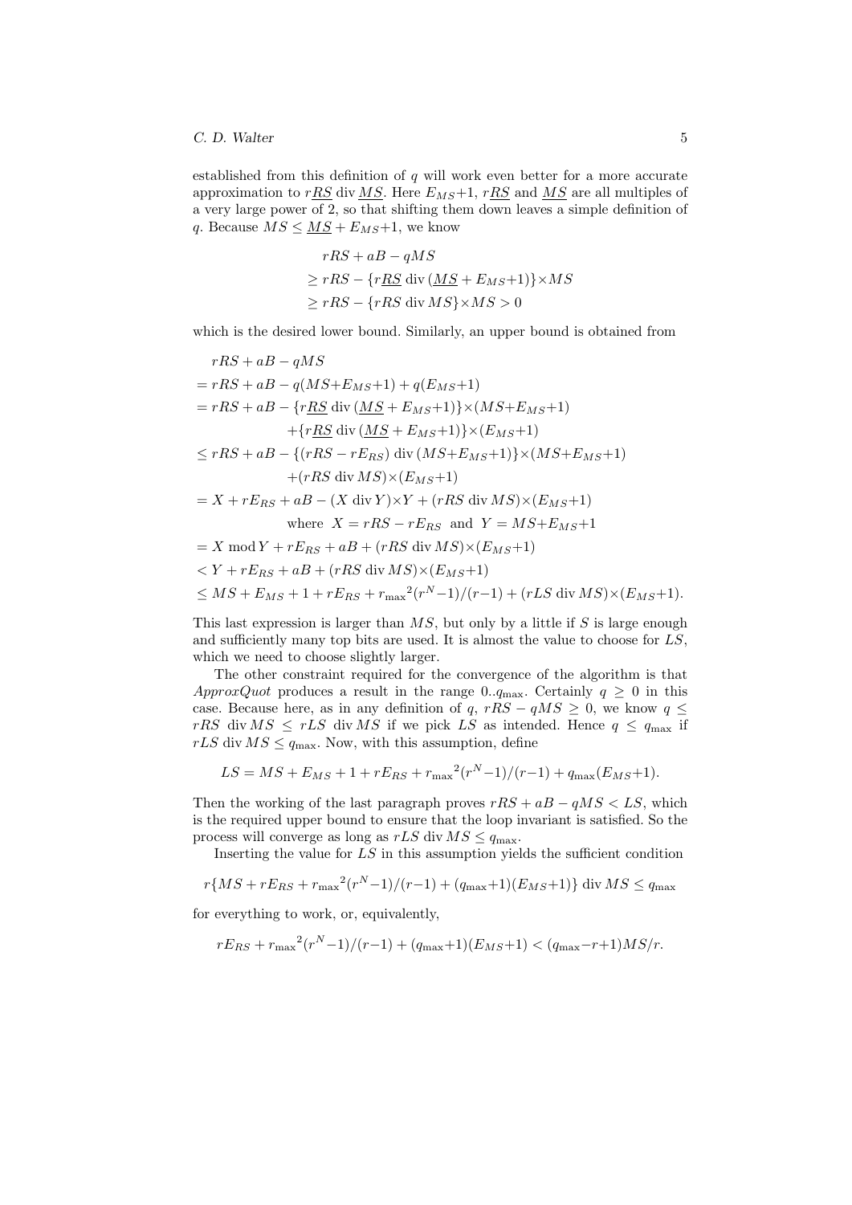established from this definition of $q$ will work even better for a more accurate approximation to $r\underline{RS}$ div $\underline{MS}$. Here $E_{MS}$+1, $r\underline{RS}$ and $\underline{MS}$ are all multiples of a very large power of 2, so that shifting them down leaves a simple definition of $q$. Because $MS \le \underline{MS} + E_{MS}$+1, we know

$$\begin{aligned}
&rRS + aB - qMS \\
&\ge rRS - \{r\underline{RS} \text{ div } (\underline{MS} + E_{MS}{+}1)\}{\times}MS \\
&\ge rRS - \{rRS \text{ div } MS\}{\times}MS > 0
\end{aligned}$$

which is the desired lower bound. Similarly, an upper bound is obtained from

$$\begin{aligned}
&rRS + aB - qMS \\
&= rRS + aB - q(MS{+}E_{MS}{+}1) + q(E_{MS}{+}1) \\
&= rRS + aB - \{r\underline{RS} \text{ div } (\underline{MS} + E_{MS}{+}1)\}{\times}(MS{+}E_{MS}{+}1) \\
&\qquad +\{r\underline{RS} \text{ div } (\underline{MS} + E_{MS}{+}1)\}{\times}(E_{MS}{+}1) \\
&\le rRS + aB - \{(rRS - rE_{RS}) \text{ div } (MS{+}E_{MS}{+}1)\}{\times}(MS{+}E_{MS}{+}1) \\
&\qquad +(rRS \text{ div } MS){\times}(E_{MS}{+}1) \\
&= X + rE_{RS} + aB - (X \text{ div } Y){\times}Y + (rRS \text{ div } MS){\times}(E_{MS}{+}1) \\
&\qquad \text{where } \ X = rRS - rE_{RS} \ \text{ and } \ Y = MS{+}E_{MS}{+}1 \\
&= X \bmod Y + rE_{RS} + aB + (rRS \text{ div } MS){\times}(E_{MS}{+}1) \\
&< Y + rE_{RS} + aB + (rRS \text{ div } MS){\times}(E_{MS}{+}1) \\
&\le MS + E_{MS} + 1 + rE_{RS} + {r_{\max}}^2(r^N{-}1)/(r{-}1) + (rLS \text{ div } MS){\times}(E_{MS}{+}1).
\end{aligned}$$

This last expression is larger than $MS$, but only by a little if $S$ is large enough and sufficiently many top bits are used. It is almost the value to choose for $LS$, which we need to choose slightly larger.

The other constraint required for the convergence of the algorithm is that *ApproxQuot* produces a result in the range $0..q_{\max}$. Certainly $q \ge 0$ in this case. Because here, as in any definition of $q$, $rRS - qMS \ge 0$, we know $q \le rRS$ div $MS \le rLS$ div $MS$ if we pick $LS$ as intended. Hence $q \le q_{\max}$ if $rLS$ div $MS \le q_{\max}$. Now, with this assumption, define

$$LS = MS + E_{MS} + 1 + rE_{RS} + {r_{\max}}^2(r^N{-}1)/(r{-}1) + q_{\max}(E_{MS}{+}1).$$

Then the working of the last paragraph proves $rRS + aB - qMS < LS$, which is the required upper bound to ensure that the loop invariant is satisfied. So the process will converge as long as $rLS$ div $MS \le q_{\max}$.

Inserting the value for $LS$ in this assumption yields the sufficient condition

$$r\{MS + rE_{RS} + {r_{\max}}^2(r^N{-}1)/(r{-}1) + (q_{\max}{+}1)(E_{MS}{+}1)\} \text{ div } MS \le q_{\max}$$

for everything to work, or, equivalently,

$$rE_{RS} + {r_{\max}}^2(r^N{-}1)/(r{-}1) + (q_{\max}{+}1)(E_{MS}{+}1) < (q_{\max}{-}r{+}1)MS/r.$$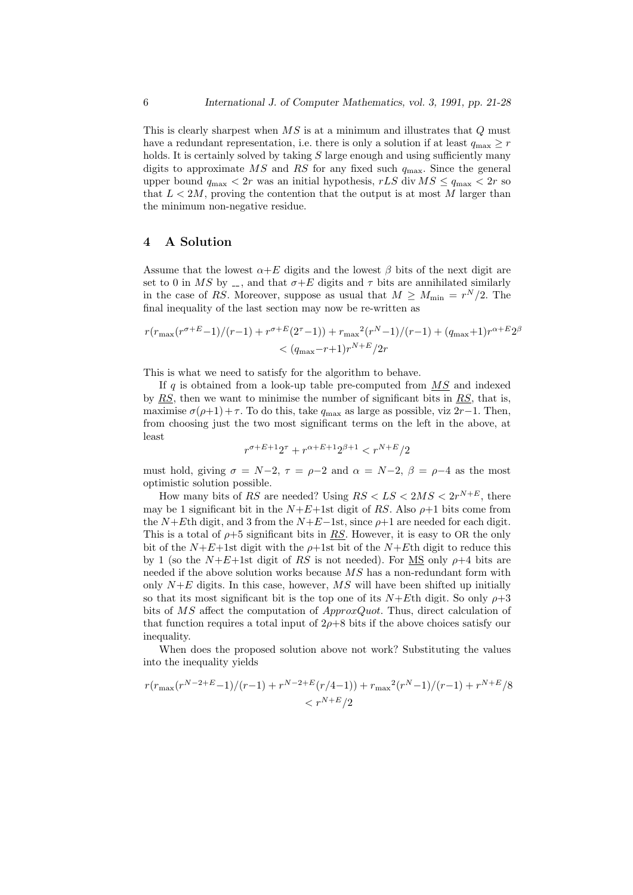This is clearly sharpest when $MS$ is at a minimum and illustrates that $Q$ must have a redundant representation, i.e. there is only a solution if at least $q_{\max} \geq r$ holds. It is certainly solved by taking $S$ large enough and using sufficiently many digits to approximate $MS$ and $RS$ for any fixed such $q_{\max}$. Since the general upper bound $q_{\max} < 2r$ was an initial hypothesis, $rLS \text{ div } MS \leq q_{\max} < 2r$ so that $L < 2M$, proving the contention that the output is at most $M$ larger than the minimum non-negative residue.

## 4 A Solution

Assume that the lowest $\alpha{+}E$ digits and the lowest $\beta$ bits of the next digit are set to 0 in $MS$ by $\underline{\ \ }$, and that $\sigma{+}E$ digits and $\tau$ bits are annihilated similarly in the case of $RS$. Moreover, suppose as usual that $M \geq M_{\min} = r^N/2$. The final inequality of the last section may now be re-written as

$$r(r_{\max}(r^{\sigma+E}{-}1)/(r{-}1) + r^{\sigma+E}(2^\tau{-}1)) + {r_{\max}}^2(r^N{-}1)/(r{-}1) + (q_{\max}{+}1)r^{\alpha+E}2^\beta < (q_{\max}{-}r{+}1)r^{N+E}/2r$$

This is what we need to satisfy for the algorithm to behave.

If $q$ is obtained from a look-up table pre-computed from $\underline{MS}$ and indexed by $\underline{RS}$, then we want to minimise the number of significant bits in $\underline{RS}$, that is, maximise $\sigma(\rho{+}1){+}\tau$. To do this, take $q_{\max}$ as large as possible, viz $2r{-}1$. Then, from choosing just the two most significant terms on the left in the above, at least

$$r^{\sigma+E+1}2^\tau + r^{\alpha+E+1}2^{\beta+1} < r^{N+E}/2$$

must hold, giving $\sigma = N{-}2$, $\tau = \rho{-}2$ and $\alpha = N{-}2$, $\beta = \rho{-}4$ as the most optimistic solution possible.

How many bits of $RS$ are needed? Using $RS < LS < 2MS < 2r^{N+E}$, there may be 1 significant bit in the $N{+}E{+}1$st digit of $RS$. Also $\rho{+}1$ bits come from the $N{+}E$th digit, and 3 from the $N{+}E{-}1$st, since $\rho{+}1$ are needed for each digit. This is a total of $\rho{+}5$ significant bits in $\underline{RS}$. However, it is easy to OR the only bit of the $N{+}E{+}1$st digit with the $\rho{+}1$st bit of the $N{+}E$th digit to reduce this by 1 (so the $N{+}E{+}1$st digit of $RS$ is not needed). For $\underline{MS}$ only $\rho{+}4$ bits are needed if the above solution works because $MS$ has a non-redundant form with only $N{+}E$ digits. In this case, however, $MS$ will have been shifted up initially so that its most significant bit is the top one of its $N{+}E$th digit. So only $\rho{+}3$ bits of $MS$ affect the computation of *ApproxQuot*. Thus, direct calculation of that function requires a total input of $2\rho{+}8$ bits if the above choices satisfy our inequality.

When does the proposed solution above not work? Substituting the values into the inequality yields

$$r(r_{\max}(r^{N-2+E}{-}1)/(r{-}1) + r^{N-2+E}(r/4{-}1)) + {r_{\max}}^2(r^N{-}1)/(r{-}1) + r^{N+E}/8 < r^{N+E}/2$$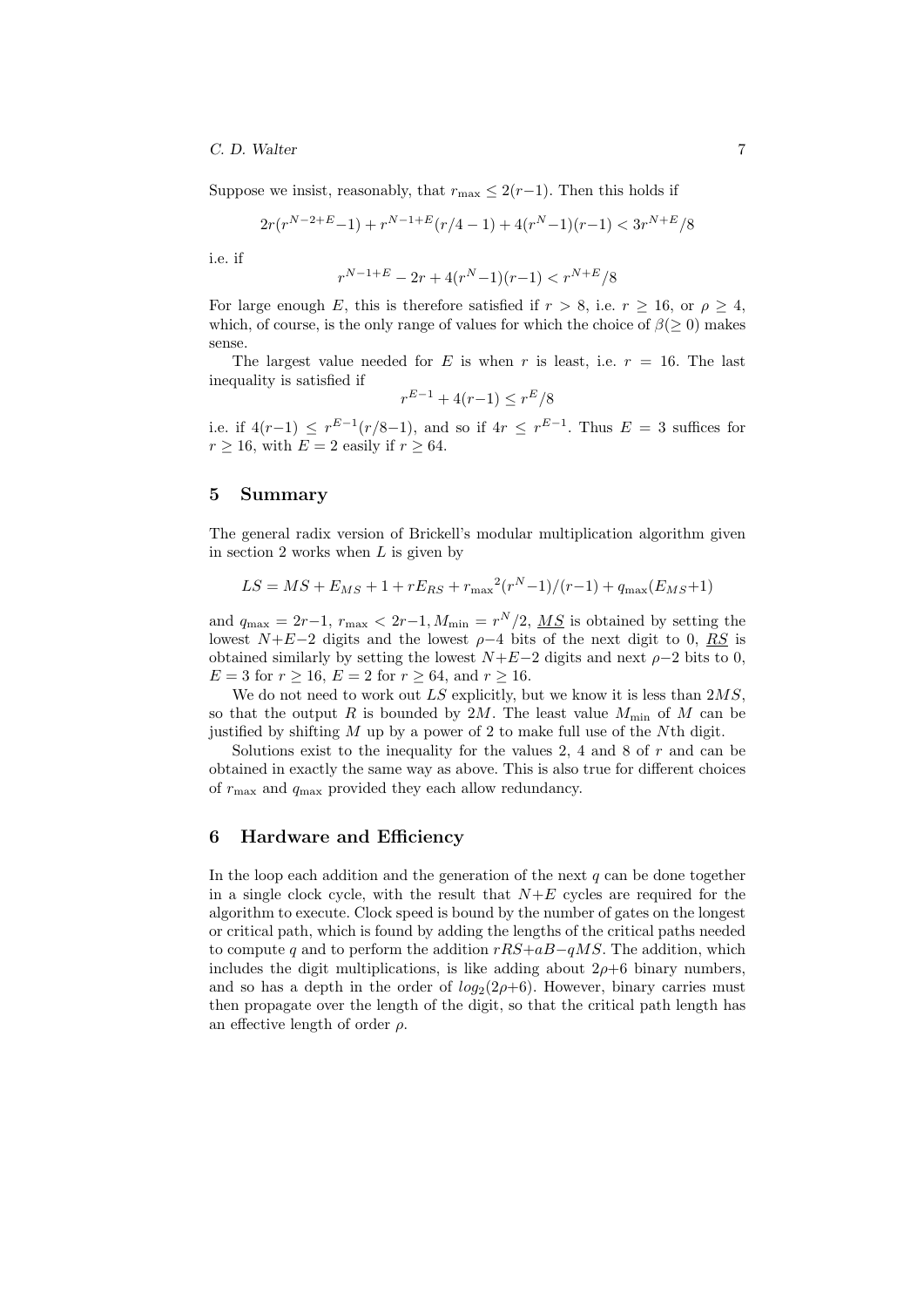Suppose we insist, reasonably, that $r_{\max} \leq 2(r-1)$. Then this holds if

$$2r(r^{N-2+E}-1) + r^{N-1+E}(r/4-1) + 4(r^N-1)(r-1) < 3r^{N+E}/8$$

i.e. if

$$r^{N-1+E} - 2r + 4(r^N-1)(r-1) < r^{N+E}/8$$

For large enough $E$, this is therefore satisfied if $r > 8$, i.e. $r \geq 16$, or $\rho \geq 4$, which, of course, is the only range of values for which the choice of $\beta(\geq 0)$ makes sense.

The largest value needed for $E$ is when $r$ is least, i.e. $r = 16$. The last inequality is satisfied if

$$r^{E-1} + 4(r-1) \leq r^E/8$$

i.e. if $4(r-1) \leq r^{E-1}(r/8-1)$, and so if $4r \leq r^{E-1}$. Thus $E = 3$ suffices for $r \geq 16$, with $E = 2$ easily if $r \geq 64$.

## 5 Summary

The general radix version of Brickell's modular multiplication algorithm given in section 2 works when $L$ is given by

$$LS = MS + E_{MS} + 1 + rE_{RS} + {r_{\max}}^2(r^N-1)/(r-1) + q_{\max}(E_{MS}+1)$$

and $q_{\max} = 2r-1$, $r_{\max} < 2r-1, M_{\min} = r^N/2$, $\underline{MS}$ is obtained by setting the lowest $N+E-2$ digits and the lowest $\rho-4$ bits of the next digit to 0, $\underline{RS}$ is obtained similarly by setting the lowest $N+E-2$ digits and next $\rho-2$ bits to 0, $E = 3$ for $r \geq 16$, $E = 2$ for $r \geq 64$, and $r \geq 16$.

We do not need to work out $LS$ explicitly, but we know it is less than $2MS$, so that the output $R$ is bounded by $2M$. The least value $M_{\min}$ of $M$ can be justified by shifting $M$ up by a power of 2 to make full use of the $N$th digit.

Solutions exist to the inequality for the values 2, 4 and 8 of $r$ and can be obtained in exactly the same way as above. This is also true for different choices of $r_{\max}$ and $q_{\max}$ provided they each allow redundancy.

## 6 Hardware and Efficiency

In the loop each addition and the generation of the next $q$ can be done together in a single clock cycle, with the result that $N+E$ cycles are required for the algorithm to execute. Clock speed is bound by the number of gates on the longest or critical path, which is found by adding the lengths of the critical paths needed to compute $q$ and to perform the addition $rRS+aB-qMS$. The addition, which includes the digit multiplications, is like adding about $2\rho+6$ binary numbers, and so has a depth in the order of $log_2(2\rho+6)$. However, binary carries must then propagate over the length of the digit, so that the critical path length has an effective length of order $\rho$.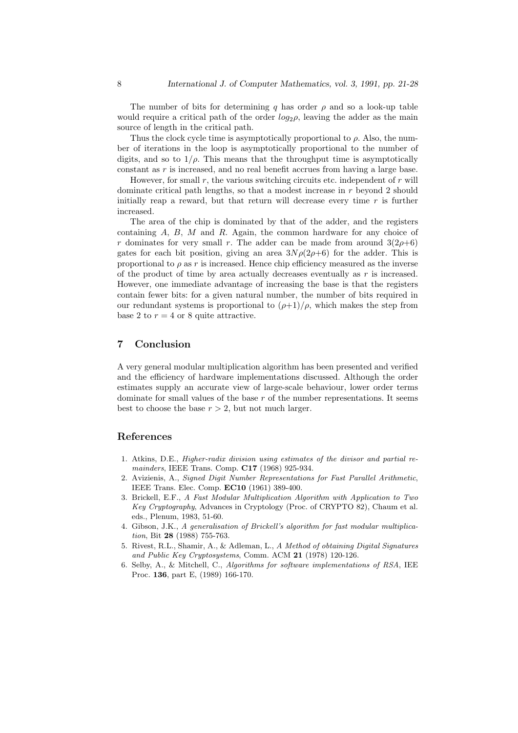The number of bits for determining $q$ has order $\rho$ and so a look-up table would require a critical path of the order $log_2\rho$, leaving the adder as the main source of length in the critical path.

Thus the clock cycle time is asymptotically proportional to $\rho$. Also, the number of iterations in the loop is asymptotically proportional to the number of digits, and so to $1/\rho$. This means that the throughput time is asymptotically constant as $r$ is increased, and no real benefit accrues from having a large base.

However, for small $r$, the various switching circuits etc. independent of $r$ will dominate critical path lengths, so that a modest increase in $r$ beyond 2 should initially reap a reward, but that return will decrease every time $r$ is further increased.

The area of the chip is dominated by that of the adder, and the registers containing $A$, $B$, $M$ and $R$. Again, the common hardware for any choice of $r$ dominates for very small $r$. The adder can be made from around $3(2\rho+6)$ gates for each bit position, giving an area $3N\rho(2\rho+6)$ for the adder. This is proportional to $\rho$ as $r$ is increased. Hence chip efficiency measured as the inverse of the product of time by area actually decreases eventually as $r$ is increased. However, one immediate advantage of increasing the base is that the registers contain fewer bits: for a given natural number, the number of bits required in our redundant systems is proportional to $(\rho+1)/\rho$, which makes the step from base 2 to $r = 4$ or 8 quite attractive.

## 7 Conclusion

A very general modular multiplication algorithm has been presented and verified and the efficiency of hardware implementations discussed. Although the order estimates supply an accurate view of large-scale behaviour, lower order terms dominate for small values of the base $r$ of the number representations. It seems best to choose the base $r > 2$, but not much larger.

## References

1. Atkins, D.E., *Higher-radix division using estimates of the divisor and partial remainders*, IEEE Trans. Comp. **C17** (1968) 925-934.
2. Avizienis, A., *Signed Digit Number Representations for Fast Parallel Arithmetic*, IEEE Trans. Elec. Comp. **EC10** (1961) 389-400.
3. Brickell, E.F., *A Fast Modular Multiplication Algorithm with Application to Two Key Cryptography*, Advances in Cryptology (Proc. of CRYPTO 82), Chaum et al. eds., Plenum, 1983, 51-60.
4. Gibson, J.K., *A generalisation of Brickell's algorithm for fast modular multiplication*, Bit **28** (1988) 755-763.
5. Rivest, R.L., Shamir, A., & Adleman, L., *A Method of obtaining Digital Signatures and Public Key Cryptosystems*, Comm. ACM **21** (1978) 120-126.
6. Selby, A., & Mitchell, C., *Algorithms for software implementations of RSA*, IEE Proc. **136**, part E, (1989) 166-170.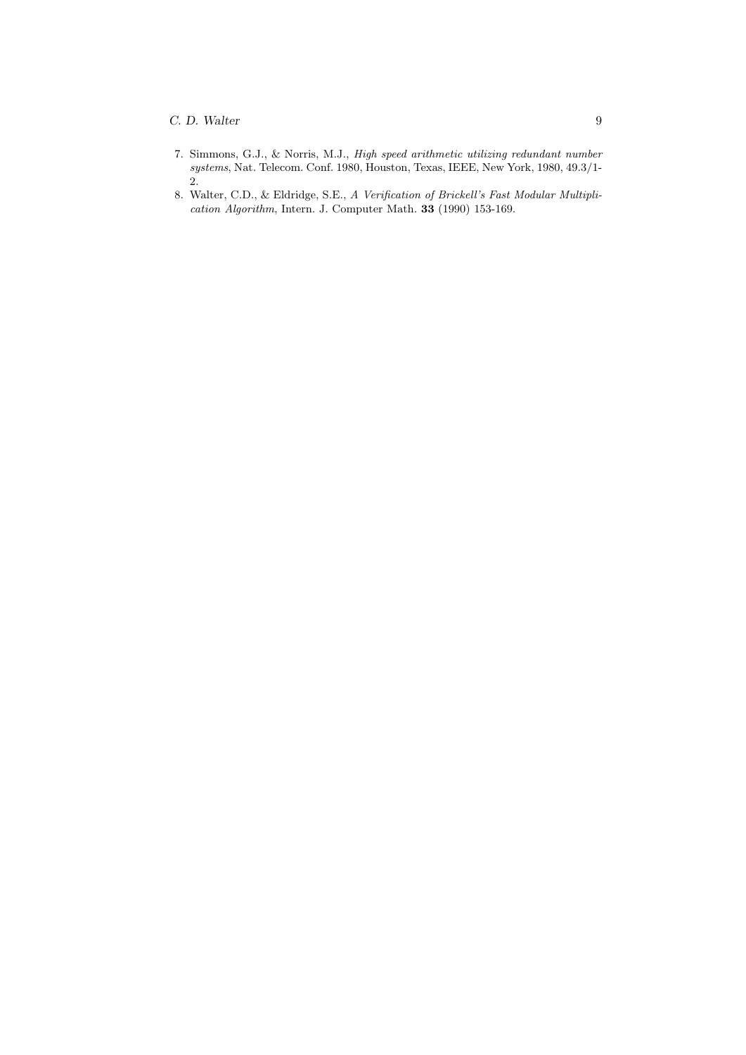7. Simmons, G.J., & Norris, M.J., *High speed arithmetic utilizing redundant number systems*, Nat. Telecom. Conf. 1980, Houston, Texas, IEEE, New York, 1980, 49.3/1-2.
8. Walter, C.D., & Eldridge, S.E., *A Verification of Brickell's Fast Modular Multiplication Algorithm*, Intern. J. Computer Math. **33** (1990) 153-169.